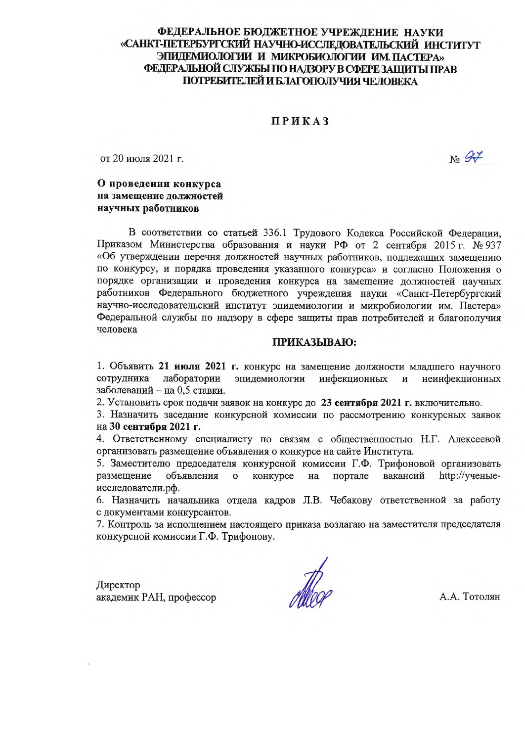**ФЕДЕРАЛЬНОЕ БЮДЖЕТНОЕ УЧРЕЖДЕНИЕ НАУКИ «САНКТ-ПЕТЕРБУРГСКИЙ НАУЧНО-ИССЛЕДОВАТЕЛЬСКИЙ ИНСТИТУТ ЭПИДЕМИОЛОГИИ И МИКРОБИОЛОГИИ ИМ. ПАСТЕРА» ФЕДЕРАЛЬНОЙ СЛУЖБЫ ПО НАДЗОРУ В СФЕРЕ ЗАЩИТЫ ПРАВ ПОТРЕБИТЕЛЕЙ И БЛАГОПОЛУЧИЯ ЧЕЛОВЕКА**

# ПРИКАЗ

от 20 июля 2021 г. № 97

**О проведении конкурса на замещение должностей научных работников**

В соответствии со статьей 336.1 Трудового Кодекса Российской Федерации, Приказом Министерства образования и науки РФ от 2 сентября 2015 г. № 937 «Об утверждении перечня должностей научных работников, подлежащих замещению по конкурсу, и порядка проведения указанного конкурса» и согласно Положения о порядке организации и проведения конкурса на замещение должностей научных работников Федерального бюджетного учреждения науки «Санкт-Петербургский научно-исследовательский институт эпидемиологии и микробиологии им. Пастера» Федеральной службы по надзору в сфере защиты прав потребителей и благополучия человека

**ПРИКАЗЫВАЮ:**

1. Объявить **21 июля 2021 г.** конкурс на замещение должности младшего научного сотрудника лаборатории эпидемиологии инфекционных и неинфекционных заболеваний – на 0,5 ставки.
2. Установить срок подачи заявок на конкурс до **23 сентября 2021 г.** включительно.
3. Назначить заседание конкурсной комиссии по рассмотрению конкурсных заявок на **30 сентября 2021 г.**
4. Ответственному специалисту по связям с общественностью Н.Г. Алексеевой организовать размещение объявления о конкурсе на сайте Института.
5. Заместителю председателя конкурсной комиссии Г.Ф. Трифоновой организовать размещение объявления о конкурсе на портале вакансий http://ученые-исследователи.рф.
6. Назначить начальника отдела кадров Л.В. Чебакову ответственной за работу с документами конкурсантов.
7. Контроль за исполнением настоящего приказа возлагаю на заместителя председателя конкурсной комиссии Г.Ф. Трифонову.

Директор
академик РАН, профессор А.А. Тотолян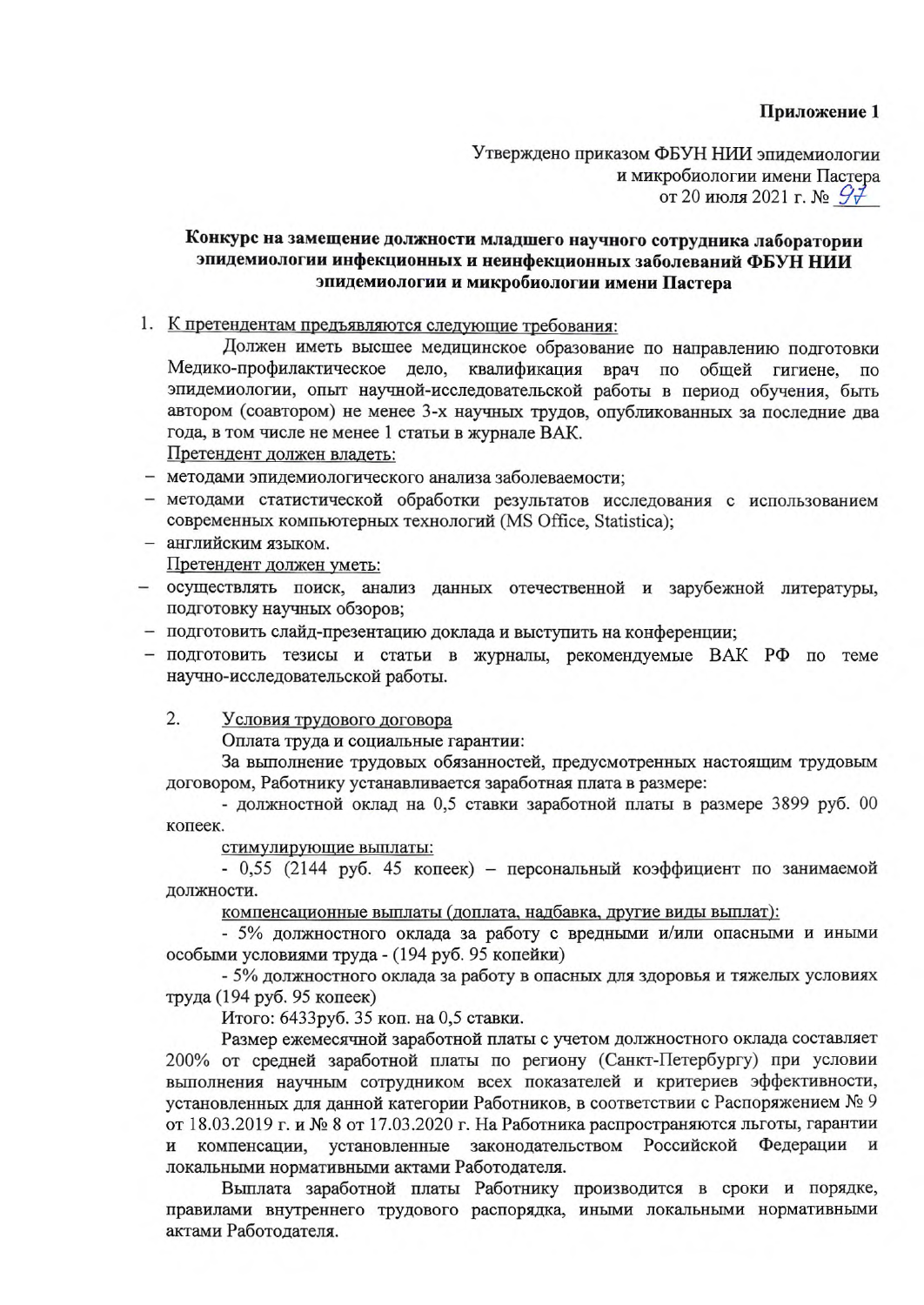**Приложение 1**

Утверждено приказом ФБУН НИИ эпидемиологии
и микробиологии имени Пастера
от 20 июля 2021 г. № 97

**Конкурс на замещение должности младшего научного сотрудника лаборатории эпидемиологии инфекционных и неинфекционных заболеваний ФБУН НИИ эпидемиологии и микробиологии имени Пастера**

1. К претендентам предъявляются следующие требования:

Должен иметь высшее медицинское образование по направлению подготовки Медико-профилактическое дело, квалификация врач по общей гигиене, по эпидемиологии, опыт научной-исследовательской работы в период обучения, быть автором (соавтором) не менее 3-х научных трудов, опубликованных за последние два года, в том числе не менее 1 статьи в журнале ВАК.

Претендент должен владеть:

- методами эпидемиологического анализа заболеваемости;
- методами статистической обработки результатов исследования с использованием современных компьютерных технологий (MS Office, Statistica);
- английским языком.

Претендент должен уметь:

- осуществлять поиск, анализ данных отечественной и зарубежной литературы, подготовку научных обзоров;
- подготовить слайд-презентацию доклада и выступить на конференции;
- подготовить тезисы и статьи в журналы, рекомендуемые ВАК РФ по теме научно-исследовательской работы.

2. Условия трудового договора

Оплата труда и социальные гарантии:

За выполнение трудовых обязанностей, предусмотренных настоящим трудовым договором, Работнику устанавливается заработная плата в размере:

- должностной оклад на 0,5 ставки заработной платы в размере 3899 руб. 00 копеек.

стимулирующие выплаты:

- 0,55 (2144 руб. 45 копеек) – персональный коэффициент по занимаемой должности.

компенсационные выплаты (доплата, надбавка, другие виды выплат):

- 5% должностного оклада за работу с вредными и/или опасными и иными особыми условиями труда - (194 руб. 95 копейки)

- 5% должностного оклада за работу в опасных для здоровья и тяжелых условиях труда (194 руб. 95 копеек)

Итого: 6433руб. 35 коп. на 0,5 ставки.

Размер ежемесячной заработной платы с учетом должностного оклада составляет 200% от средней заработной платы по региону (Санкт-Петербургу) при условии выполнения научным сотрудником всех показателей и критериев эффективности, установленных для данной категории Работников, в соответствии с Распоряжением № 9 от 18.03.2019 г. и № 8 от 17.03.2020 г. На Работника распространяются льготы, гарантии и компенсации, установленные законодательством Российской Федерации и локальными нормативными актами Работодателя.

Выплата заработной платы Работнику производится в сроки и порядке, правилами внутреннего трудового распорядка, иными локальными нормативными актами Работодателя.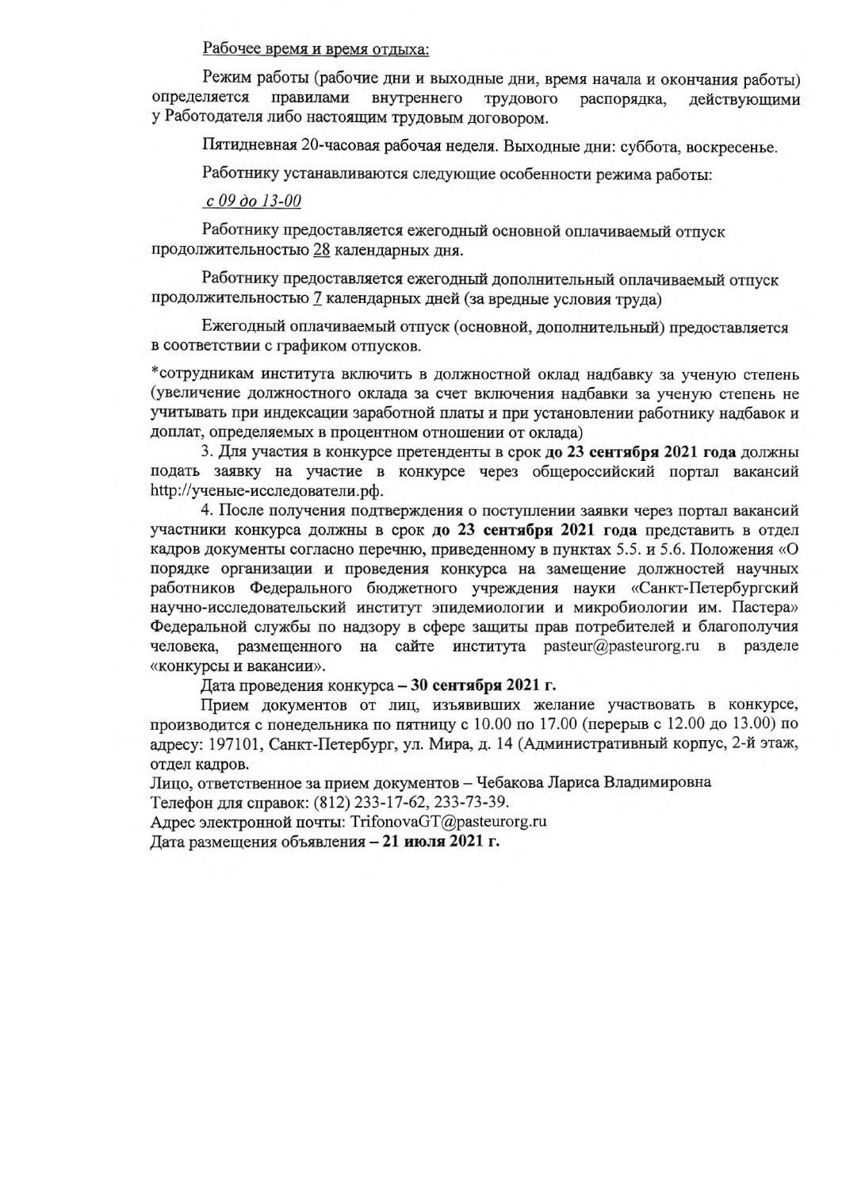Рабочее время и время отдыха:

Режим работы (рабочие дни и выходные дни, время начала и окончания работы) определяется правилами внутреннего трудового распорядка, действующими у Работодателя либо настоящим трудовым договором.

Пятидневная 20-часовая рабочая неделя. Выходные дни: суббота, воскресенье.

Работнику устанавливаются следующие особенности режима работы:

*с 09 до 13-00*

Работнику предоставляется ежегодный основной оплачиваемый отпуск продолжительностью 28 календарных дня.

Работнику предоставляется ежегодный дополнительный оплачиваемый отпуск продолжительностью 7 календарных дней (за вредные условия труда)

Ежегодный оплачиваемый отпуск (основной, дополнительный) предоставляется в соответствии с графиком отпусков.

*сотрудникам института включить в должностной оклад надбавку за ученую степень (увеличение должностного оклада за счет включения надбавки за ученую степень не учитывать при индексации заработной платы и при установлении работнику надбавок и доплат, определяемых в процентном отношении от оклада)

3. Для участия в конкурсе претенденты в срок **до 23 сентября 2021 года** должны подать заявку на участие в конкурсе через общероссийский портал вакансий http://ученые-исследователи.рф.

4. После получения подтверждения о поступлении заявки через портал вакансий участники конкурса должны в срок **до 23 сентября 2021 года** представить в отдел кадров документы согласно перечню, приведенному в пунктах 5.5. и 5.6. Положения «О порядке организации и проведения конкурса на замещение должностей научных работников Федерального бюджетного учреждения науки «Санкт-Петербургский научно-исследовательский институт эпидемиологии и микробиологии им. Пастера» Федеральной службы по надзору в сфере защиты прав потребителей и благополучия человека, размещенного на сайте института pasteur@pasteurorg.ru в разделе «конкурсы и вакансии».

Дата проведения конкурса **– 30 сентября 2021 г.**

Прием документов от лиц, изъявивших желание участвовать в конкурсе, производится с понедельника по пятницу с 10.00 по 17.00 (перерыв с 12.00 до 13.00) по адресу: 197101, Санкт-Петербург, ул. Мира, д. 14 (Административный корпус, 2-й этаж, отдел кадров.

Лицо, ответственное за прием документов – Чебакова Лариса Владимировна

Телефон для справок: (812) 233-17-62, 233-73-39.

Адрес электронной почты: TrifonovaGT@pasteurorg.ru

Дата размещения объявления **– 21 июля 2021 г.**